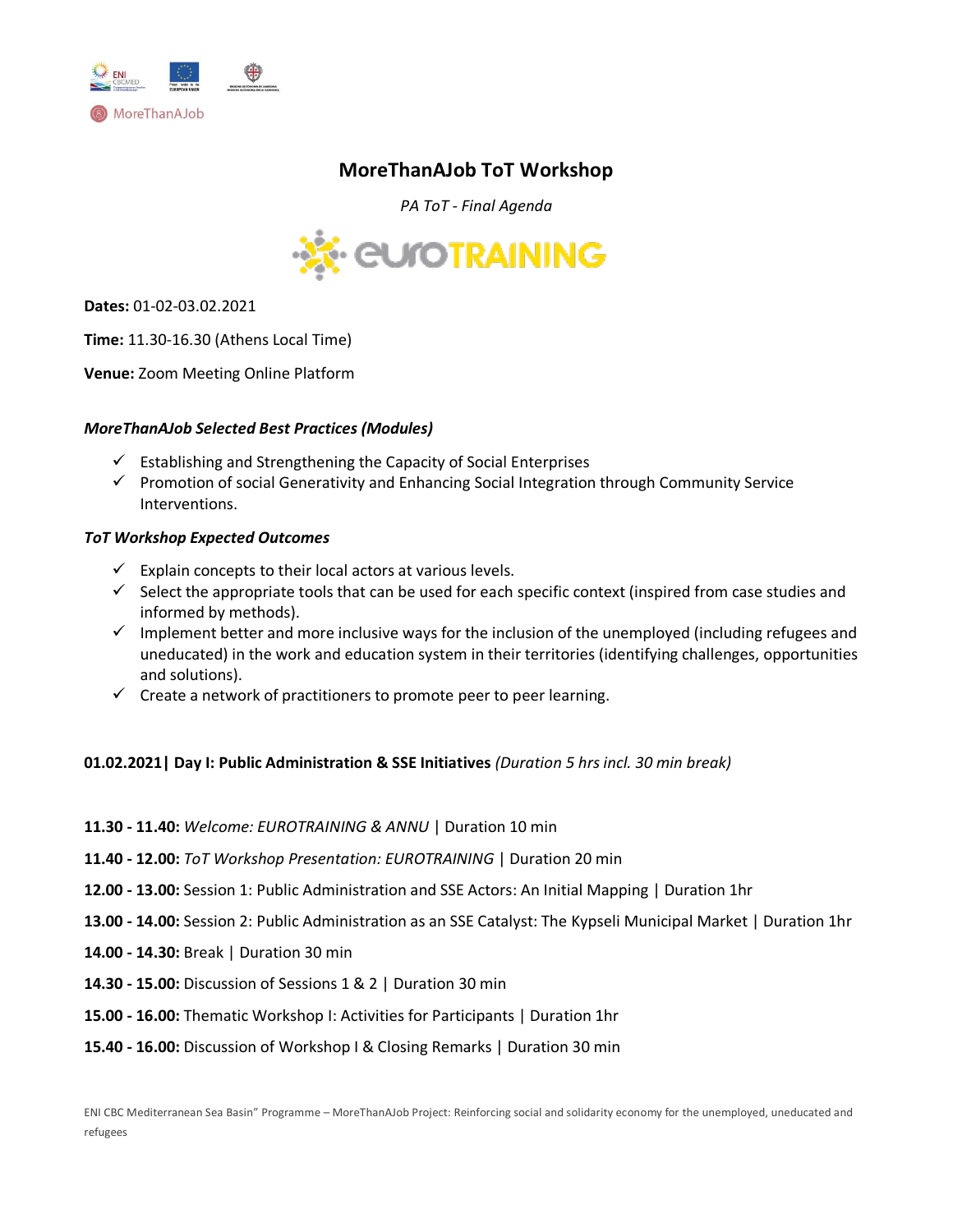MoreThanAJob

# MoreThanAJob ToT Workshop

*PA ToT - Final Agenda*

**Dates:** 01-02-03.02.2021

**Time:** 11.30-16.30 (Athens Local Time)

**Venue:** Zoom Meeting Online Platform

### *MoreThanAJob Selected Best Practices (Modules)*

- ✓ Establishing and Strengthening the Capacity of Social Enterprises
- ✓ Promotion of social Generativity and Enhancing Social Integration through Community Service Interventions.

### *ToT Workshop Expected Outcomes*

- ✓ Explain concepts to their local actors at various levels.
- ✓ Select the appropriate tools that can be used for each specific context (inspired from case studies and informed by methods).
- ✓ Implement better and more inclusive ways for the inclusion of the unemployed (including refugees and uneducated) in the work and education system in their territories (identifying challenges, opportunities and solutions).
- ✓ Create a network of practitioners to promote peer to peer learning.

**01.02.2021| Day I: Public Administration & SSE Initiatives** *(Duration 5 hrs incl. 30 min break)*

**11.30 - 11.40:** *Welcome: EUROTRAINING & ANNU* | Duration 10 min

**11.40 - 12.00:** *ToT Workshop Presentation: EUROTRAINING* | Duration 20 min

**12.00 - 13.00:** Session 1: Public Administration and SSE Actors: An Initial Mapping | Duration 1hr

**13.00 - 14.00:** Session 2: Public Administration as an SSE Catalyst: The Kypseli Municipal Market | Duration 1hr

**14.00 - 14.30:** Break | Duration 30 min

**14.30 - 15.00:** Discussion of Sessions 1 & 2 | Duration 30 min

**15.00 - 16.00:** Thematic Workshop I: Activities for Participants | Duration 1hr

**15.40 - 16.00:** Discussion of Workshop I & Closing Remarks | Duration 30 min

ENI CBC Mediterranean Sea Basin" Programme – MoreThanAJob Project: Reinforcing social and solidarity economy for the unemployed, uneducated and refugees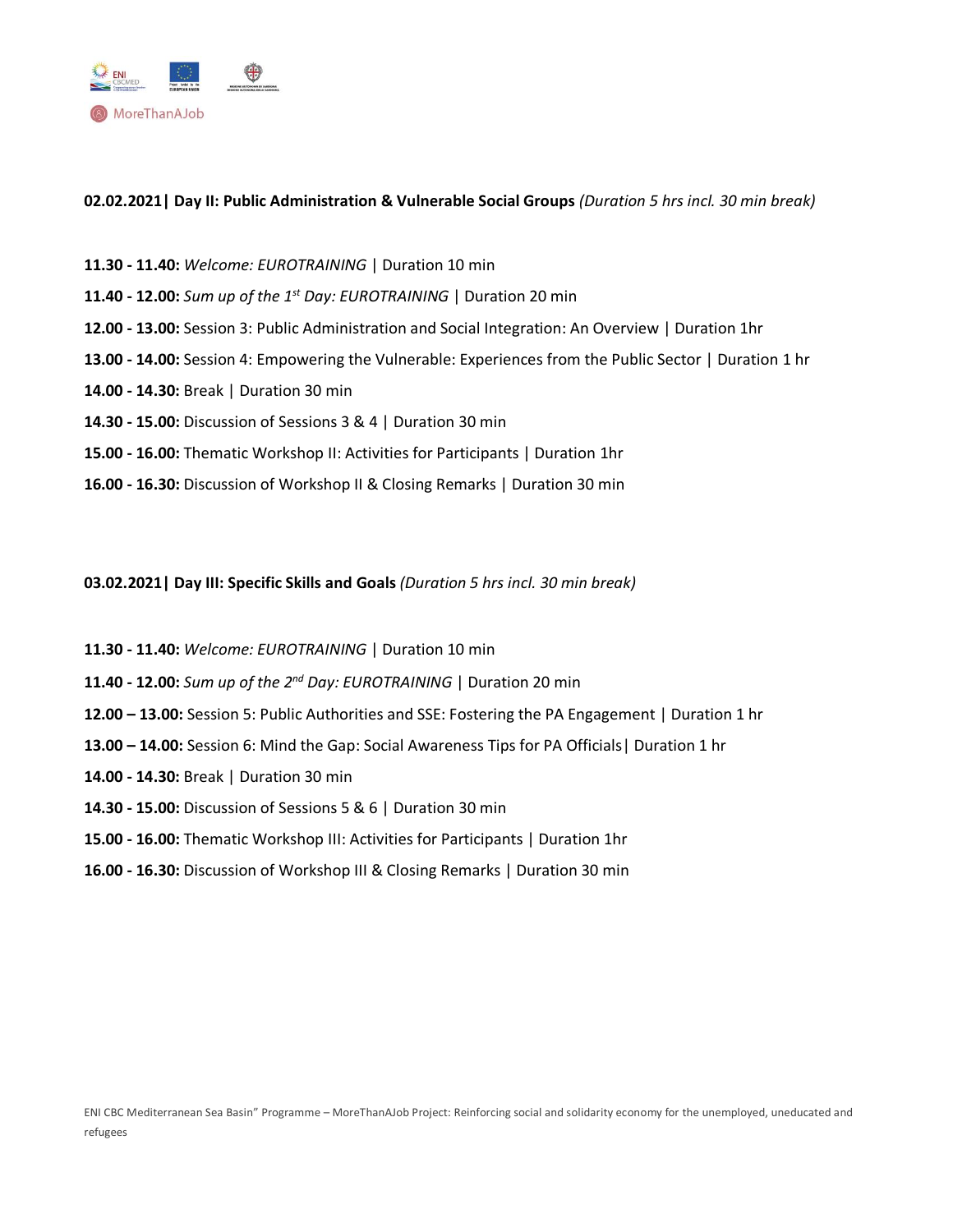**02.02.2021| Day II: Public Administration & Vulnerable Social Groups** *(Duration 5 hrs incl. 30 min break)*

**11.30 - 11.40:** *Welcome: EUROTRAINING* | Duration 10 min

**11.40 - 12.00:** *Sum up of the 1st Day: EUROTRAINING* | Duration 20 min

**12.00 - 13.00:** Session 3: Public Administration and Social Integration: An Overview | Duration 1hr

**13.00 - 14.00:** Session 4: Empowering the Vulnerable: Experiences from the Public Sector | Duration 1 hr

**14.00 - 14.30:** Break | Duration 30 min

**14.30 - 15.00:** Discussion of Sessions 3 & 4 | Duration 30 min

**15.00 - 16.00:** Thematic Workshop II: Activities for Participants | Duration 1hr

**16.00 - 16.30:** Discussion of Workshop II & Closing Remarks | Duration 30 min

**03.02.2021| Day III: Specific Skills and Goals** *(Duration 5 hrs incl. 30 min break)*

**11.30 - 11.40:** *Welcome: EUROTRAINING* | Duration 10 min

**11.40 - 12.00:** *Sum up of the 2nd Day: EUROTRAINING* | Duration 20 min

**12.00 – 13.00:** Session 5: Public Authorities and SSE: Fostering the PA Engagement | Duration 1 hr

**13.00 – 14.00:** Session 6: Mind the Gap: Social Awareness Tips for PA Officials| Duration 1 hr

**14.00 - 14.30:** Break | Duration 30 min

**14.30 - 15.00:** Discussion of Sessions 5 & 6 | Duration 30 min

**15.00 - 16.00:** Thematic Workshop III: Activities for Participants | Duration 1hr

**16.00 - 16.30:** Discussion of Workshop III & Closing Remarks | Duration 30 min